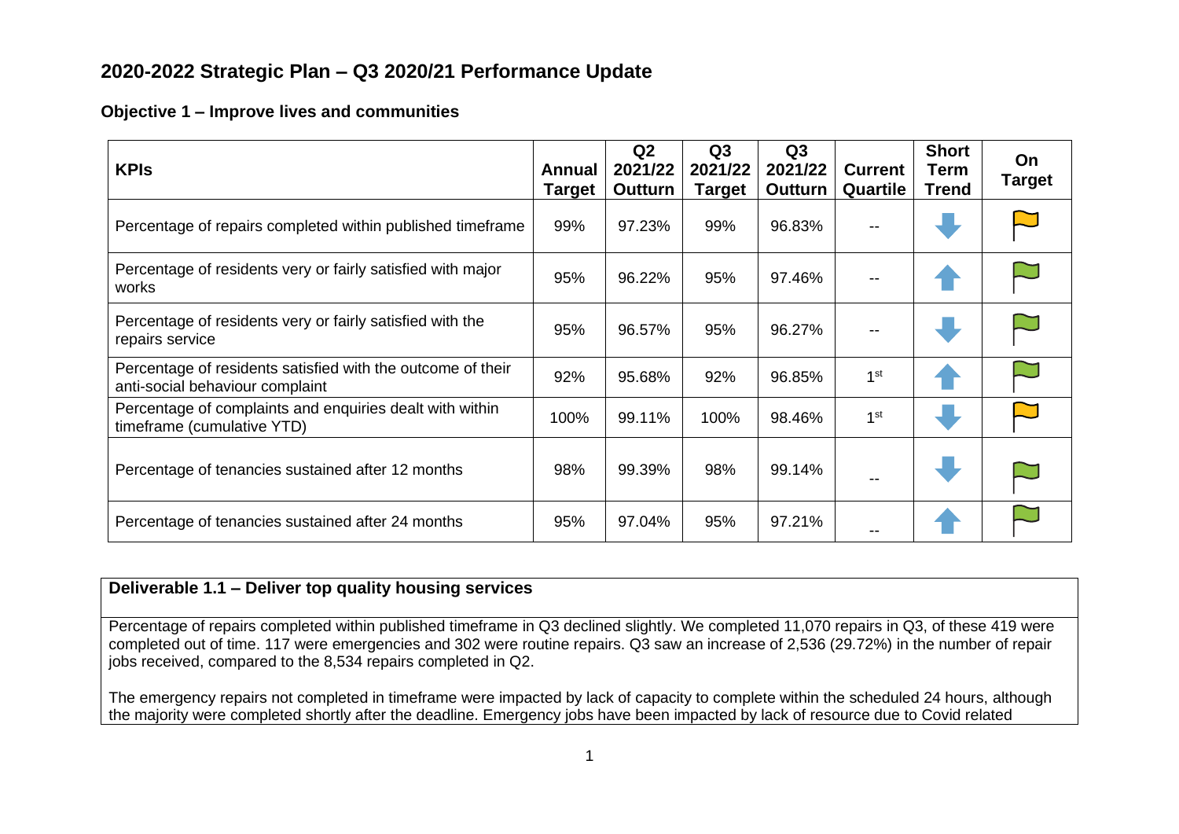# 2020-2022 Strategic Plan – Q3 2020/21 Performance Update

## Objective 1 – Improve lives and communities

| KPIs | Annual Target | Q2 2021/22 Outturn | Q3 2021/22 Target | Q3 2021/22 Outturn | Current Quartile | Short Term Trend | On Target |
|---|---|---|---|---|---|---|---|
| Percentage of repairs completed within published timeframe | 99% | 97.23% | 99% | 96.83% | -- | ↓ | Amber |
| Percentage of residents very or fairly satisfied with major works | 95% | 96.22% | 95% | 97.46% | -- | ↑ | Green |
| Percentage of residents very or fairly satisfied with the repairs service | 95% | 96.57% | 95% | 96.27% | -- | ↓ | Green |
| Percentage of residents satisfied with the outcome of their anti-social behaviour complaint | 92% | 95.68% | 92% | 96.85% | 1st | ↑ | Green |
| Percentage of complaints and enquiries dealt with within timeframe (cumulative YTD) | 100% | 99.11% | 100% | 98.46% | 1st | ↓ | Amber |
| Percentage of tenancies sustained after 12 months | 98% | 99.39% | 98% | 99.14% | -- | ↓ | Green |
| Percentage of tenancies sustained after 24 months | 95% | 97.04% | 95% | 97.21% | -- | ↑ | Green |

### Deliverable 1.1 – Deliver top quality housing services

Percentage of repairs completed within published timeframe in Q3 declined slightly. We completed 11,070 repairs in Q3, of these 419 were completed out of time. 117 were emergencies and 302 were routine repairs. Q3 saw an increase of 2,536 (29.72%) in the number of repair jobs received, compared to the 8,534 repairs completed in Q2.

The emergency repairs not completed in timeframe were impacted by lack of capacity to complete within the scheduled 24 hours, although the majority were completed shortly after the deadline. Emergency jobs have been impacted by lack of resource due to Covid related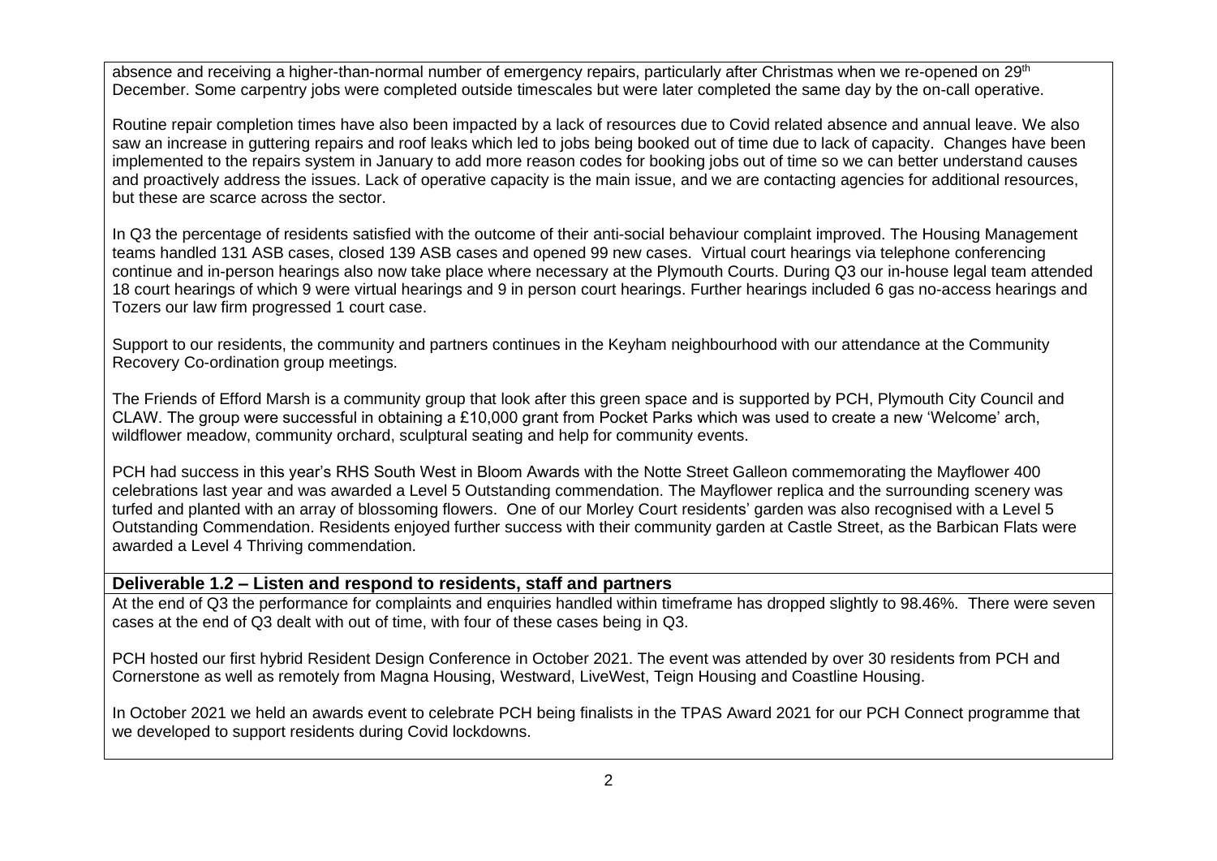absence and receiving a higher-than-normal number of emergency repairs, particularly after Christmas when we re-opened on 29th December. Some carpentry jobs were completed outside timescales but were later completed the same day by the on-call operative.

Routine repair completion times have also been impacted by a lack of resources due to Covid related absence and annual leave. We also saw an increase in guttering repairs and roof leaks which led to jobs being booked out of time due to lack of capacity. Changes have been implemented to the repairs system in January to add more reason codes for booking jobs out of time so we can better understand causes and proactively address the issues. Lack of operative capacity is the main issue, and we are contacting agencies for additional resources, but these are scarce across the sector.

In Q3 the percentage of residents satisfied with the outcome of their anti-social behaviour complaint improved. The Housing Management teams handled 131 ASB cases, closed 139 ASB cases and opened 99 new cases. Virtual court hearings via telephone conferencing continue and in-person hearings also now take place where necessary at the Plymouth Courts. During Q3 our in-house legal team attended 18 court hearings of which 9 were virtual hearings and 9 in person court hearings. Further hearings included 6 gas no-access hearings and Tozers our law firm progressed 1 court case.

Support to our residents, the community and partners continues in the Keyham neighbourhood with our attendance at the Community Recovery Co-ordination group meetings.

The Friends of Efford Marsh is a community group that look after this green space and is supported by PCH, Plymouth City Council and CLAW. The group were successful in obtaining a £10,000 grant from Pocket Parks which was used to create a new 'Welcome' arch, wildflower meadow, community orchard, sculptural seating and help for community events.

PCH had success in this year's RHS South West in Bloom Awards with the Notte Street Galleon commemorating the Mayflower 400 celebrations last year and was awarded a Level 5 Outstanding commendation. The Mayflower replica and the surrounding scenery was turfed and planted with an array of blossoming flowers. One of our Morley Court residents' garden was also recognised with a Level 5 Outstanding Commendation. Residents enjoyed further success with their community garden at Castle Street, as the Barbican Flats were awarded a Level 4 Thriving commendation.

**Deliverable 1.2 – Listen and respond to residents, staff and partners**

At the end of Q3 the performance for complaints and enquiries handled within timeframe has dropped slightly to 98.46%. There were seven cases at the end of Q3 dealt with out of time, with four of these cases being in Q3.

PCH hosted our first hybrid Resident Design Conference in October 2021. The event was attended by over 30 residents from PCH and Cornerstone as well as remotely from Magna Housing, Westward, LiveWest, Teign Housing and Coastline Housing.

In October 2021 we held an awards event to celebrate PCH being finalists in the TPAS Award 2021 for our PCH Connect programme that we developed to support residents during Covid lockdowns.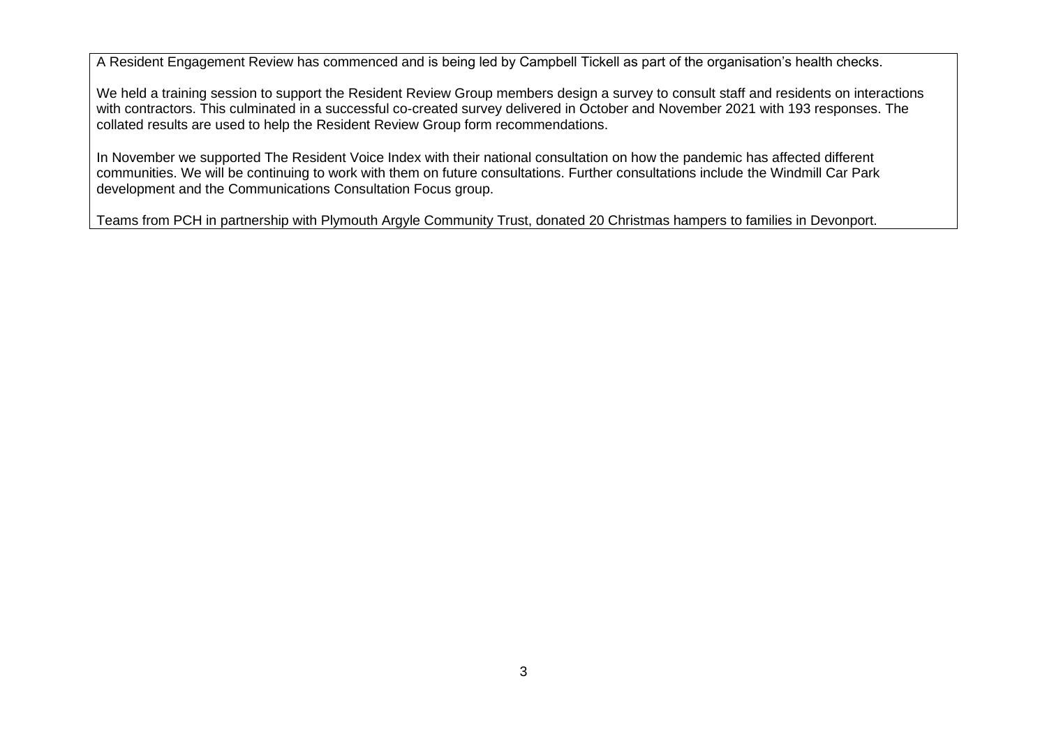A Resident Engagement Review has commenced and is being led by Campbell Tickell as part of the organisation's health checks.

We held a training session to support the Resident Review Group members design a survey to consult staff and residents on interactions with contractors. This culminated in a successful co-created survey delivered in October and November 2021 with 193 responses. The collated results are used to help the Resident Review Group form recommendations.

In November we supported The Resident Voice Index with their national consultation on how the pandemic has affected different communities. We will be continuing to work with them on future consultations. Further consultations include the Windmill Car Park development and the Communications Consultation Focus group.

Teams from PCH in partnership with Plymouth Argyle Community Trust, donated 20 Christmas hampers to families in Devonport.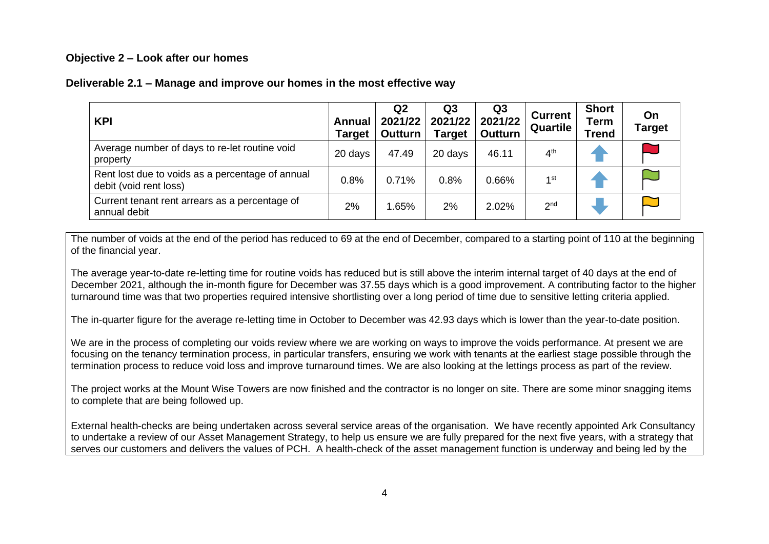**Objective 2 – Look after our homes**

**Deliverable 2.1 – Manage and improve our homes in the most effective way**

| KPI | Annual Target | Q2 2021/22 Outturn | Q3 2021/22 Target | Q3 2021/22 Outturn | Current Quartile | Short Term Trend | On Target |
|---|---|---|---|---|---|---|---|
| Average number of days to re-let routine void property | 20 days | 47.49 | 20 days | 46.11 | 4th | | |
| Rent lost due to voids as a percentage of annual debit (void rent loss) | 0.8% | 0.71% | 0.8% | 0.66% | 1st | | |
| Current tenant rent arrears as a percentage of annual debit | 2% | 1.65% | 2% | 2.02% | 2nd | | |

The number of voids at the end of the period has reduced to 69 at the end of December, compared to a starting point of 110 at the beginning of the financial year.

The average year-to-date re-letting time for routine voids has reduced but is still above the interim internal target of 40 days at the end of December 2021, although the in-month figure for December was 37.55 days which is a good improvement. A contributing factor to the higher turnaround time was that two properties required intensive shortlisting over a long period of time due to sensitive letting criteria applied.

The in-quarter figure for the average re-letting time in October to December was 42.93 days which is lower than the year-to-date position.

We are in the process of completing our voids review where we are working on ways to improve the voids performance. At present we are focusing on the tenancy termination process, in particular transfers, ensuring we work with tenants at the earliest stage possible through the termination process to reduce void loss and improve turnaround times. We are also looking at the lettings process as part of the review.

The project works at the Mount Wise Towers are now finished and the contractor is no longer on site. There are some minor snagging items to complete that are being followed up.

External health-checks are being undertaken across several service areas of the organisation. We have recently appointed Ark Consultancy to undertake a review of our Asset Management Strategy, to help us ensure we are fully prepared for the next five years, with a strategy that serves our customers and delivers the values of PCH. A health-check of the asset management function is underway and being led by the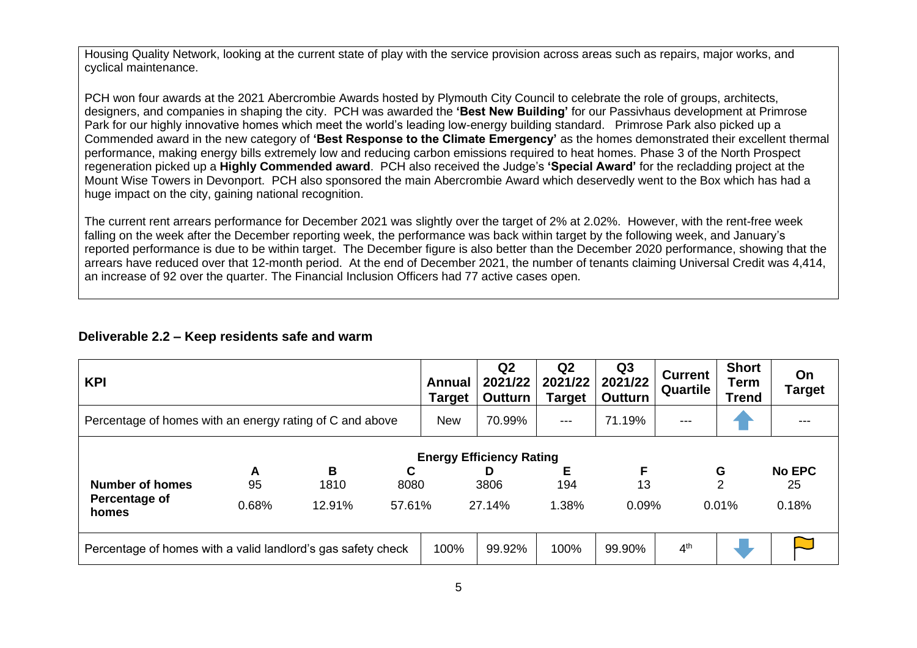Housing Quality Network, looking at the current state of play with the service provision across areas such as repairs, major works, and cyclical maintenance.

PCH won four awards at the 2021 Abercrombie Awards hosted by Plymouth City Council to celebrate the role of groups, architects, designers, and companies in shaping the city. PCH was awarded the **'Best New Building'** for our Passivhaus development at Primrose Park for our highly innovative homes which meet the world's leading low-energy building standard. Primrose Park also picked up a Commended award in the new category of **'Best Response to the Climate Emergency'** as the homes demonstrated their excellent thermal performance, making energy bills extremely low and reducing carbon emissions required to heat homes. Phase 3 of the North Prospect regeneration picked up a **Highly Commended award**. PCH also received the Judge's **'Special Award'** for the recladding project at the Mount Wise Towers in Devonport. PCH also sponsored the main Abercrombie Award which deservedly went to the Box which has had a huge impact on the city, gaining national recognition.

The current rent arrears performance for December 2021 was slightly over the target of 2% at 2.02%. However, with the rent-free week falling on the week after the December reporting week, the performance was back within target by the following week, and January's reported performance is due to be within target. The December figure is also better than the December 2020 performance, showing that the arrears have reduced over that 12-month period. At the end of December 2021, the number of tenants claiming Universal Credit was 4,414, an increase of 92 over the quarter. The Financial Inclusion Officers had 77 active cases open.

## Deliverable 2.2 – Keep residents safe and warm

| KPI | Annual Target | Q2 2021/22 Outturn | Q2 2021/22 Target | Q3 2021/22 Outturn | Current Quartile | Short Term Trend | On Target |
|---|---|---|---|---|---|---|---|
| Percentage of homes with an energy rating of C and above | New | 70.99% | --- | 71.19% | --- | ↑ | --- |
| Percentage of homes with a valid landlord's gas safety check | 100% | 99.92% | 100% | 99.90% | 4th | ↓ | Flag |

**Energy Efficiency Rating**

| | A | B | C | D | E | F | G | No EPC |
|---|---|---|---|---|---|---|---|---|
| **Number of homes** | 95 | 1810 | 8080 | 3806 | 194 | 13 | 2 | 25 |
| **Percentage of homes** | 0.68% | 12.91% | 57.61% | 27.14% | 1.38% | 0.09% | 0.01% | 0.18% |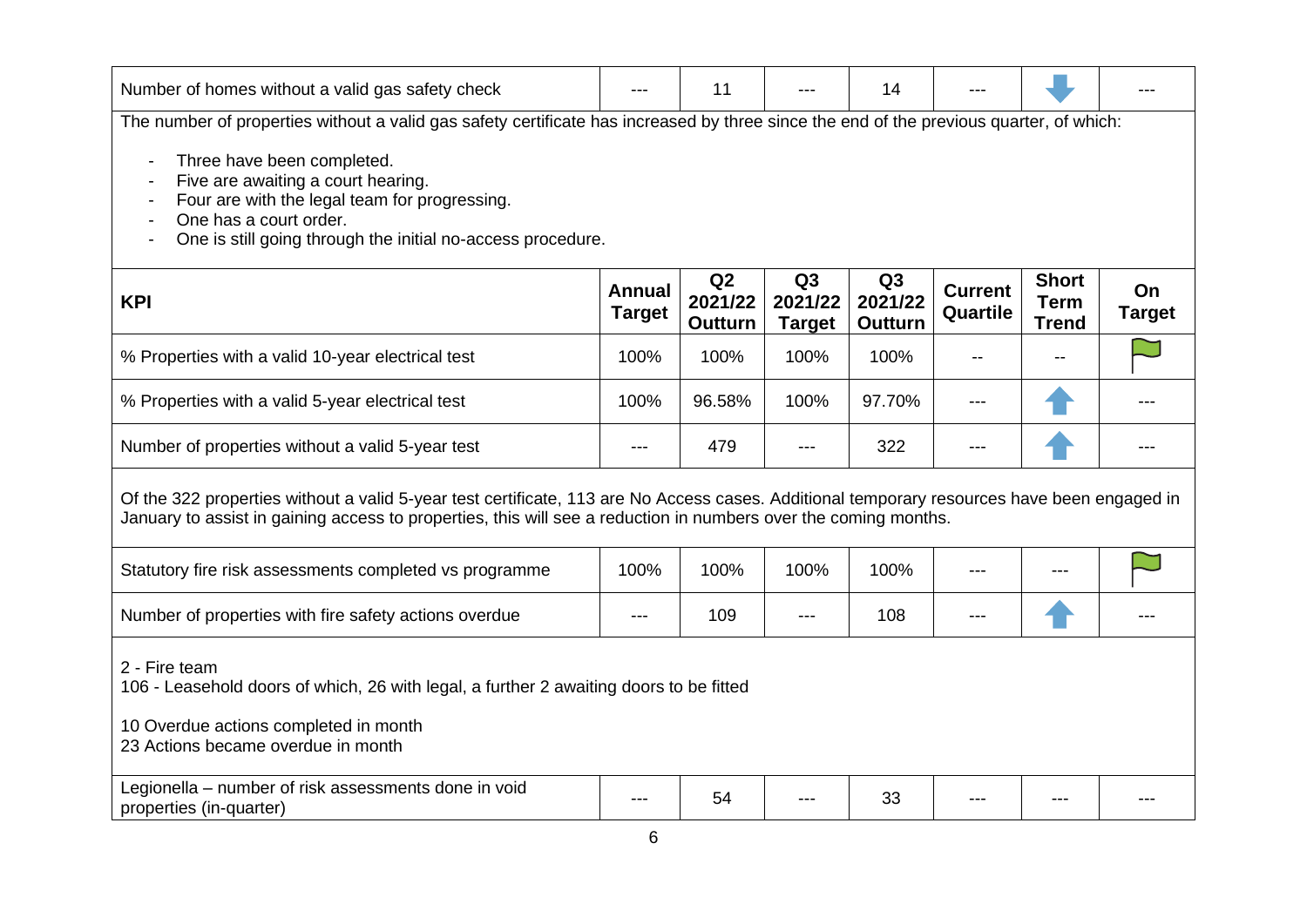| | | | | | | | |
|---|---|---|---|---|---|---|---|
| Number of homes without a valid gas safety check | --- | 11 | --- | 14 | --- | ↓ | --- |

The number of properties without a valid gas safety certificate has increased by three since the end of the previous quarter, of which:

- Three have been completed.
- Five are awaiting a court hearing.
- Four are with the legal team for progressing.
- One has a court order.
- One is still going through the initial no-access procedure.

| KPI | Annual Target | Q2 2021/22 Outturn | Q3 2021/22 Target | Q3 2021/22 Outturn | Current Quartile | Short Term Trend | On Target |
|---|---|---|---|---|---|---|---|
| % Properties with a valid 10-year electrical test | 100% | 100% | 100% | 100% | -- | -- | Green flag |
| % Properties with a valid 5-year electrical test | 100% | 96.58% | 100% | 97.70% | --- | ↑ | --- |
| Number of properties without a valid 5-year test | --- | 479 | --- | 322 | --- | ↑ | --- |

Of the 322 properties without a valid 5-year test certificate, 113 are No Access cases. Additional temporary resources have been engaged in January to assist in gaining access to properties, this will see a reduction in numbers over the coming months.

| | | | | | | | |
|---|---|---|---|---|---|---|---|
| Statutory fire risk assessments completed vs programme | 100% | 100% | 100% | 100% | --- | --- | Green flag |
| Number of properties with fire safety actions overdue | --- | 109 | --- | 108 | --- | ↑ | --- |

2 - Fire team
106 - Leasehold doors of which, 26 with legal, a further 2 awaiting doors to be fitted

10 Overdue actions completed in month
23 Actions became overdue in month

| | | | | | | | |
|---|---|---|---|---|---|---|---|
| Legionella – number of risk assessments done in void properties (in-quarter) | --- | 54 | --- | 33 | --- | --- | --- |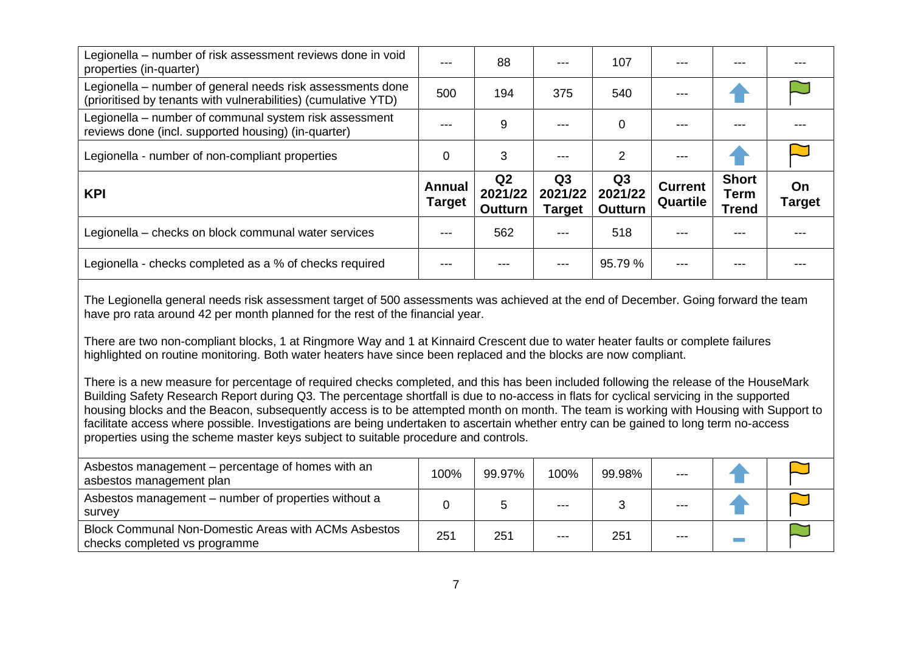| KPI | Annual Target | Q2 2021/22 Outturn | Q3 2021/22 Target | Q3 2021/22 Outturn | Current Quartile | Short Term Trend | On Target |
|---|---|---|---|---|---|---|---|
| Legionella – number of risk assessment reviews done in void properties (in-quarter) | --- | 88 | --- | 107 | --- | --- | --- |
| Legionella – number of general needs risk assessments done (prioritised by tenants with vulnerabilities) (cumulative YTD) | 500 | 194 | 375 | 540 | --- | ↑ | Green flag |
| Legionella – number of communal system risk assessment reviews done (incl. supported housing) (in-quarter) | --- | 9 | --- | 0 | --- | --- | --- |
| Legionella - number of non-compliant properties | 0 | 3 | --- | 2 | --- | ↑ | Amber flag |
| Legionella – checks on block communal water services | --- | 562 | --- | 518 | --- | --- | --- |
| Legionella - checks completed as a % of checks required | --- | --- | --- | 95.79 % | --- | --- | --- |

The Legionella general needs risk assessment target of 500 assessments was achieved at the end of December. Going forward the team have pro rata around 42 per month planned for the rest of the financial year.

There are two non-compliant blocks, 1 at Ringmore Way and 1 at Kinnaird Crescent due to water heater faults or complete failures highlighted on routine monitoring. Both water heaters have since been replaced and the blocks are now compliant.

There is a new measure for percentage of required checks completed, and this has been included following the release of the HouseMark Building Safety Research Report during Q3. The percentage shortfall is due to no-access in flats for cyclical servicing in the supported housing blocks and the Beacon, subsequently access is to be attempted month on month. The team is working with Housing with Support to facilitate access where possible. Investigations are being undertaken to ascertain whether entry can be gained to long term no-access properties using the scheme master keys subject to suitable procedure and controls.

| KPI | Annual Target | Q2 2021/22 Outturn | Q3 2021/22 Target | Q3 2021/22 Outturn | Current Quartile | Short Term Trend | On Target |
|---|---|---|---|---|---|---|---|
| Asbestos management – percentage of homes with an asbestos management plan | 100% | 99.97% | 100% | 99.98% | --- | ↑ | Amber flag |
| Asbestos management – number of properties without a survey | 0 | 5 | --- | 3 | --- | ↑ | Amber flag |
| Block Communal Non-Domestic Areas with ACMs Asbestos checks completed vs programme | 251 | 251 | --- | 251 | --- | ▬ | Green flag |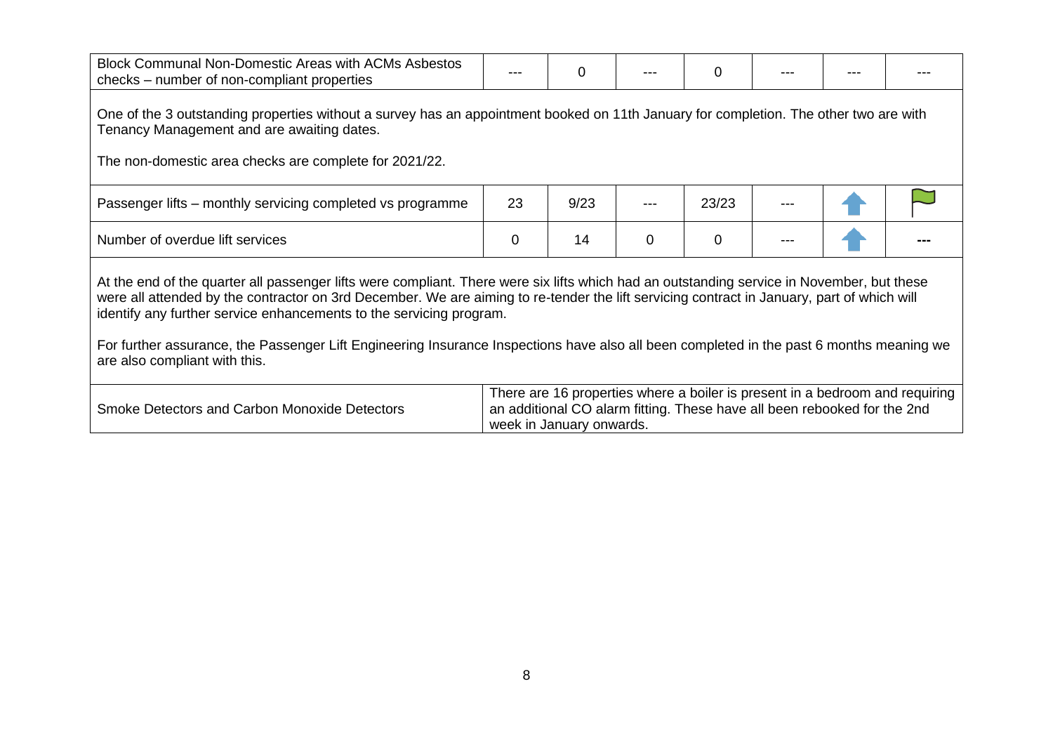| | | | | | | | |
|---|---|---|---|---|---|---|---|
| Block Communal Non-Domestic Areas with ACMs Asbestos checks – number of non-compliant properties | --- | 0 | --- | 0 | --- | --- | --- |
| One of the 3 outstanding properties without a survey has an appointment booked on 11th January for completion. The other two are with Tenancy Management and are awaiting dates.<br><br>The non-domestic area checks are complete for 2021/22. | | | | | | | |
| Passenger lifts – monthly servicing completed vs programme | 23 | 9/23 | --- | 23/23 | --- | ↑ | Green flag |
| Number of overdue lift services | 0 | 14 | 0 | 0 | --- | ↑ | --- |
| At the end of the quarter all passenger lifts were compliant. There were six lifts which had an outstanding service in November, but these were all attended by the contractor on 3rd December. We are aiming to re-tender the lift servicing contract in January, part of which will identify any further service enhancements to the servicing program.<br><br>For further assurance, the Passenger Lift Engineering Insurance Inspections have also all been completed in the past 6 months meaning we are also compliant with this. | | | | | | | |
| Smoke Detectors and Carbon Monoxide Detectors | There are 16 properties where a boiler is present in a bedroom and requiring an additional CO alarm fitting. These have all been rebooked for the 2nd week in January onwards. | | | | | | |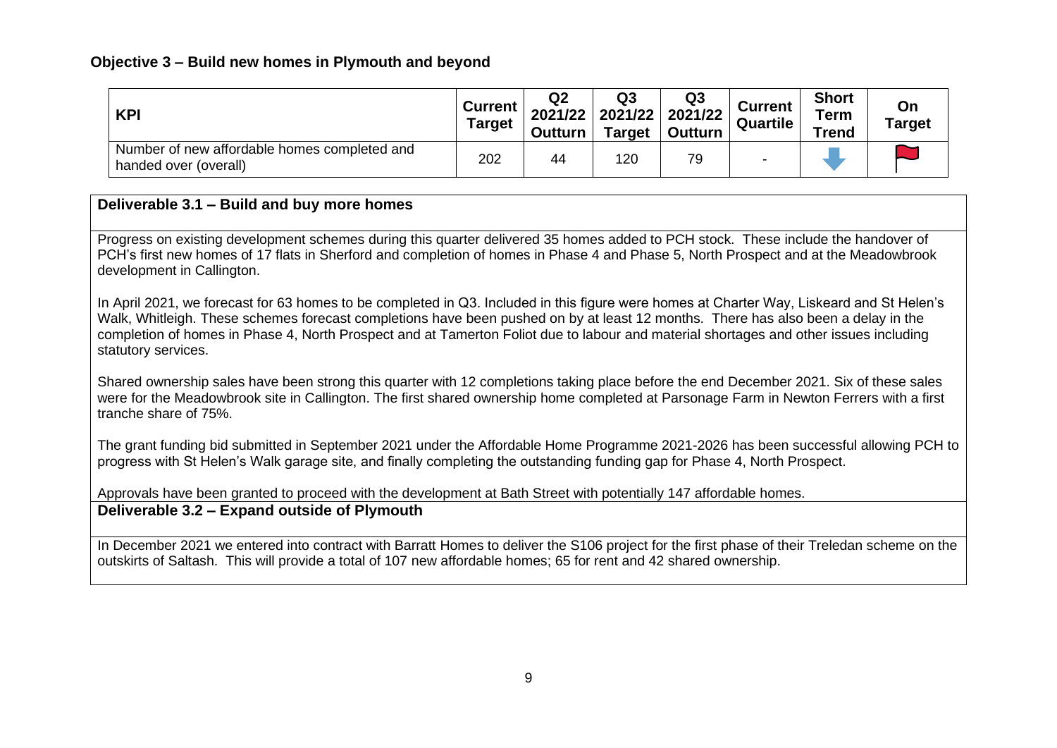## Objective 3 – Build new homes in Plymouth and beyond

| KPI | Current Target | Q2 2021/22 Outturn | Q3 2021/22 Target | Q3 2021/22 Outturn | Current Quartile | Short Term Trend | On Target |
|---|---|---|---|---|---|---|---|
| Number of new affordable homes completed and handed over (overall) | 202 | 44 | 120 | 79 | - | | |

### Deliverable 3.1 – Build and buy more homes

Progress on existing development schemes during this quarter delivered 35 homes added to PCH stock. These include the handover of PCH's first new homes of 17 flats in Sherford and completion of homes in Phase 4 and Phase 5, North Prospect and at the Meadowbrook development in Callington.

In April 2021, we forecast for 63 homes to be completed in Q3. Included in this figure were homes at Charter Way, Liskeard and St Helen's Walk, Whitleigh. These schemes forecast completions have been pushed on by at least 12 months. There has also been a delay in the completion of homes in Phase 4, North Prospect and at Tamerton Foliot due to labour and material shortages and other issues including statutory services.

Shared ownership sales have been strong this quarter with 12 completions taking place before the end December 2021. Six of these sales were for the Meadowbrook site in Callington. The first shared ownership home completed at Parsonage Farm in Newton Ferrers with a first tranche share of 75%.

The grant funding bid submitted in September 2021 under the Affordable Home Programme 2021-2026 has been successful allowing PCH to progress with St Helen's Walk garage site, and finally completing the outstanding funding gap for Phase 4, North Prospect.

Approvals have been granted to proceed with the development at Bath Street with potentially 147 affordable homes.

### Deliverable 3.2 – Expand outside of Plymouth

In December 2021 we entered into contract with Barratt Homes to deliver the S106 project for the first phase of their Treledan scheme on the outskirts of Saltash. This will provide a total of 107 new affordable homes; 65 for rent and 42 shared ownership.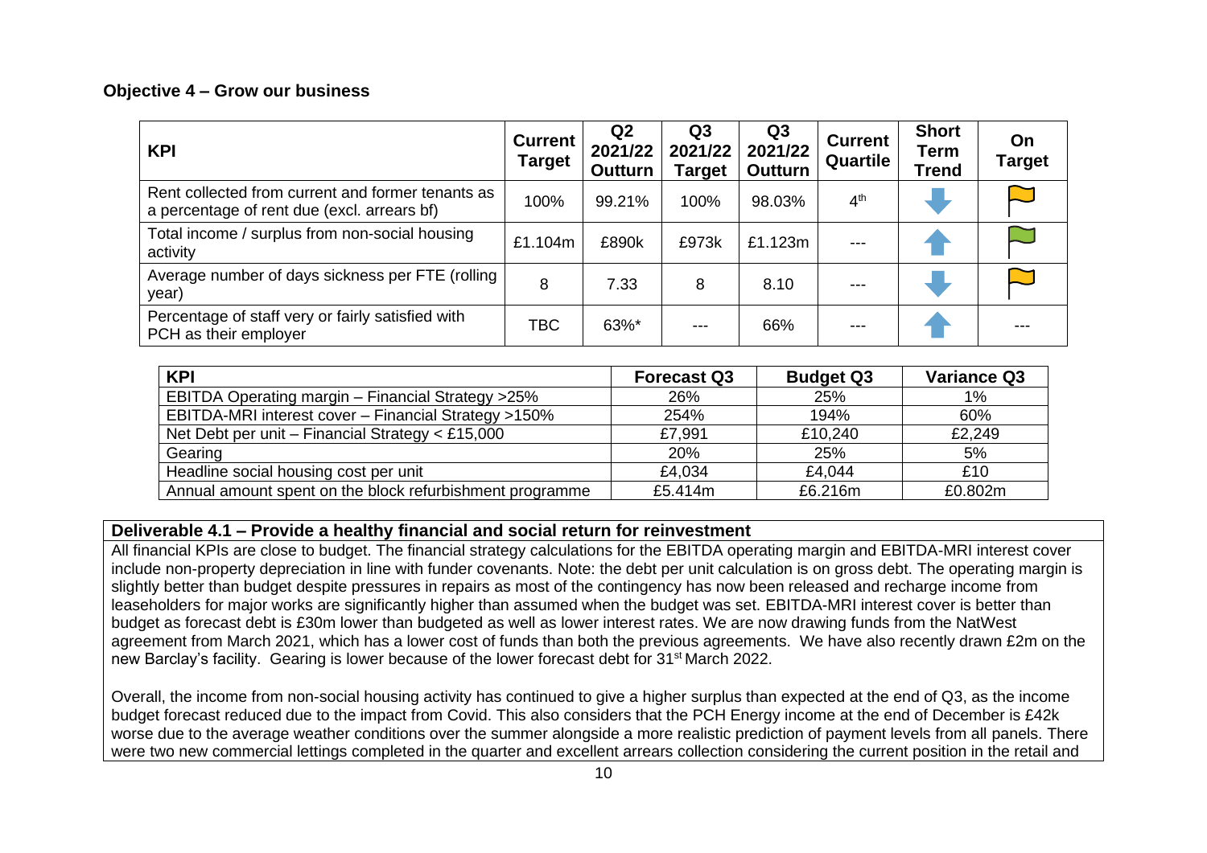**Objective 4 – Grow our business**

| KPI | Current Target | Q2 2021/22 Outturn | Q3 2021/22 Target | Q3 2021/22 Outturn | Current Quartile | Short Term Trend | On Target |
|---|---|---|---|---|---|---|---|
| Rent collected from current and former tenants as a percentage of rent due (excl. arrears bf) | 100% | 99.21% | 100% | 98.03% | 4th | | |
| Total income / surplus from non-social housing activity | £1.104m | £890k | £973k | £1.123m | --- | | |
| Average number of days sickness per FTE (rolling year) | 8 | 7.33 | 8 | 8.10 | --- | | |
| Percentage of staff very or fairly satisfied with PCH as their employer | TBC | 63%* | --- | 66% | --- | | --- |

| KPI | Forecast Q3 | Budget Q3 | Variance Q3 |
|---|---|---|---|
| EBITDA Operating margin – Financial Strategy >25% | 26% | 25% | 1% |
| EBITDA-MRI interest cover – Financial Strategy >150% | 254% | 194% | 60% |
| Net Debt per unit – Financial Strategy < £15,000 | £7,991 | £10,240 | £2,249 |
| Gearing | 20% | 25% | 5% |
| Headline social housing cost per unit | £4,034 | £4,044 | £10 |
| Annual amount spent on the block refurbishment programme | £5.414m | £6.216m | £0.802m |

**Deliverable 4.1 – Provide a healthy financial and social return for reinvestment**

All financial KPIs are close to budget. The financial strategy calculations for the EBITDA operating margin and EBITDA-MRI interest cover include non-property depreciation in line with funder covenants. Note: the debt per unit calculation is on gross debt. The operating margin is slightly better than budget despite pressures in repairs as most of the contingency has now been released and recharge income from leaseholders for major works are significantly higher than assumed when the budget was set. EBITDA-MRI interest cover is better than budget as forecast debt is £30m lower than budgeted as well as lower interest rates. We are now drawing funds from the NatWest agreement from March 2021, which has a lower cost of funds than both the previous agreements. We have also recently drawn £2m on the new Barclay's facility. Gearing is lower because of the lower forecast debt for 31st March 2022.

Overall, the income from non-social housing activity has continued to give a higher surplus than expected at the end of Q3, as the income budget forecast reduced due to the impact from Covid. This also considers that the PCH Energy income at the end of December is £42k worse due to the average weather conditions over the summer alongside a more realistic prediction of payment levels from all panels. There were two new commercial lettings completed in the quarter and excellent arrears collection considering the current position in the retail and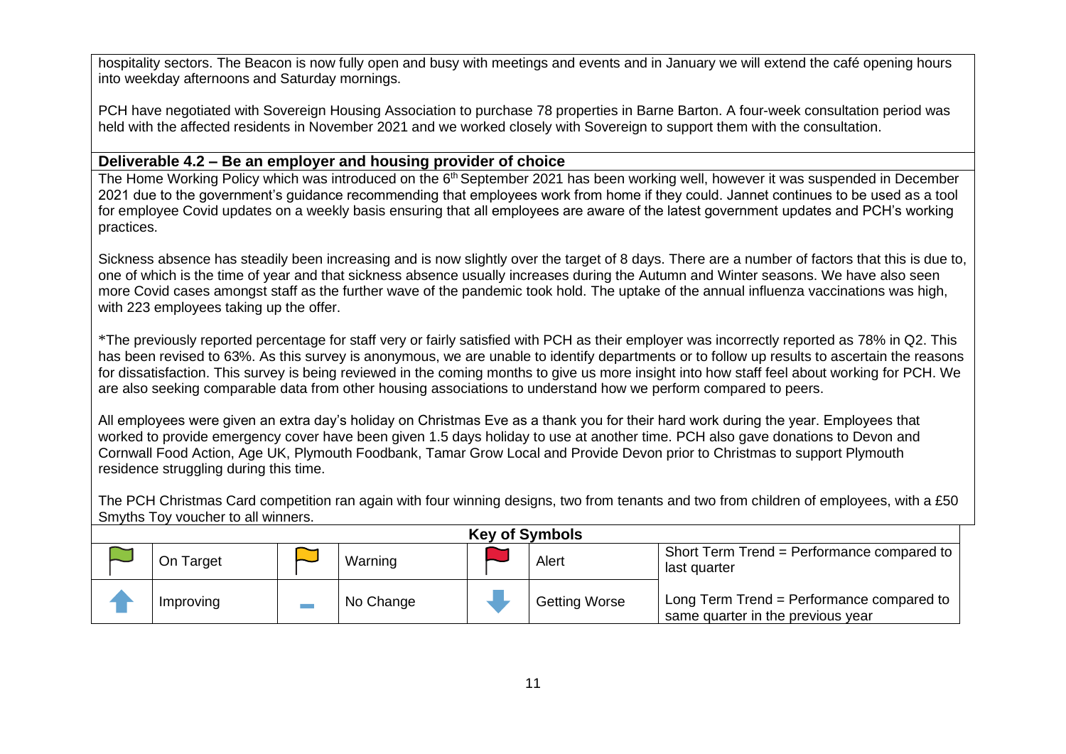hospitality sectors. The Beacon is now fully open and busy with meetings and events and in January we will extend the café opening hours into weekday afternoons and Saturday mornings.

PCH have negotiated with Sovereign Housing Association to purchase 78 properties in Barne Barton. A four-week consultation period was held with the affected residents in November 2021 and we worked closely with Sovereign to support them with the consultation.

**Deliverable 4.2 – Be an employer and housing provider of choice**

The Home Working Policy which was introduced on the 6th September 2021 has been working well, however it was suspended in December 2021 due to the government's guidance recommending that employees work from home if they could. Jannet continues to be used as a tool for employee Covid updates on a weekly basis ensuring that all employees are aware of the latest government updates and PCH's working practices.

Sickness absence has steadily been increasing and is now slightly over the target of 8 days. There are a number of factors that this is due to, one of which is the time of year and that sickness absence usually increases during the Autumn and Winter seasons. We have also seen more Covid cases amongst staff as the further wave of the pandemic took hold. The uptake of the annual influenza vaccinations was high, with 223 employees taking up the offer.

*The previously reported percentage for staff very or fairly satisfied with PCH as their employer was incorrectly reported as 78% in Q2. This has been revised to 63%. As this survey is anonymous, we are unable to identify departments or to follow up results to ascertain the reasons for dissatisfaction. This survey is being reviewed in the coming months to give us more insight into how staff feel about working for PCH. We are also seeking comparable data from other housing associations to understand how we perform compared to peers.

All employees were given an extra day's holiday on Christmas Eve as a thank you for their hard work during the year. Employees that worked to provide emergency cover have been given 1.5 days holiday to use at another time. PCH also gave donations to Devon and Cornwall Food Action, Age UK, Plymouth Foodbank, Tamar Grow Local and Provide Devon prior to Christmas to support Plymouth residence struggling during this time.

The PCH Christmas Card competition ran again with four winning designs, two from tenants and two from children of employees, with a £50 Smyths Toy voucher to all winners.

| Key of Symbols | | | | | | |
|---|---|---|---|---|---|---|
| | On Target | | Warning | | Alert | Short Term Trend = Performance compared to last quarter |
| | Improving | | No Change | | Getting Worse | Long Term Trend = Performance compared to same quarter in the previous year |